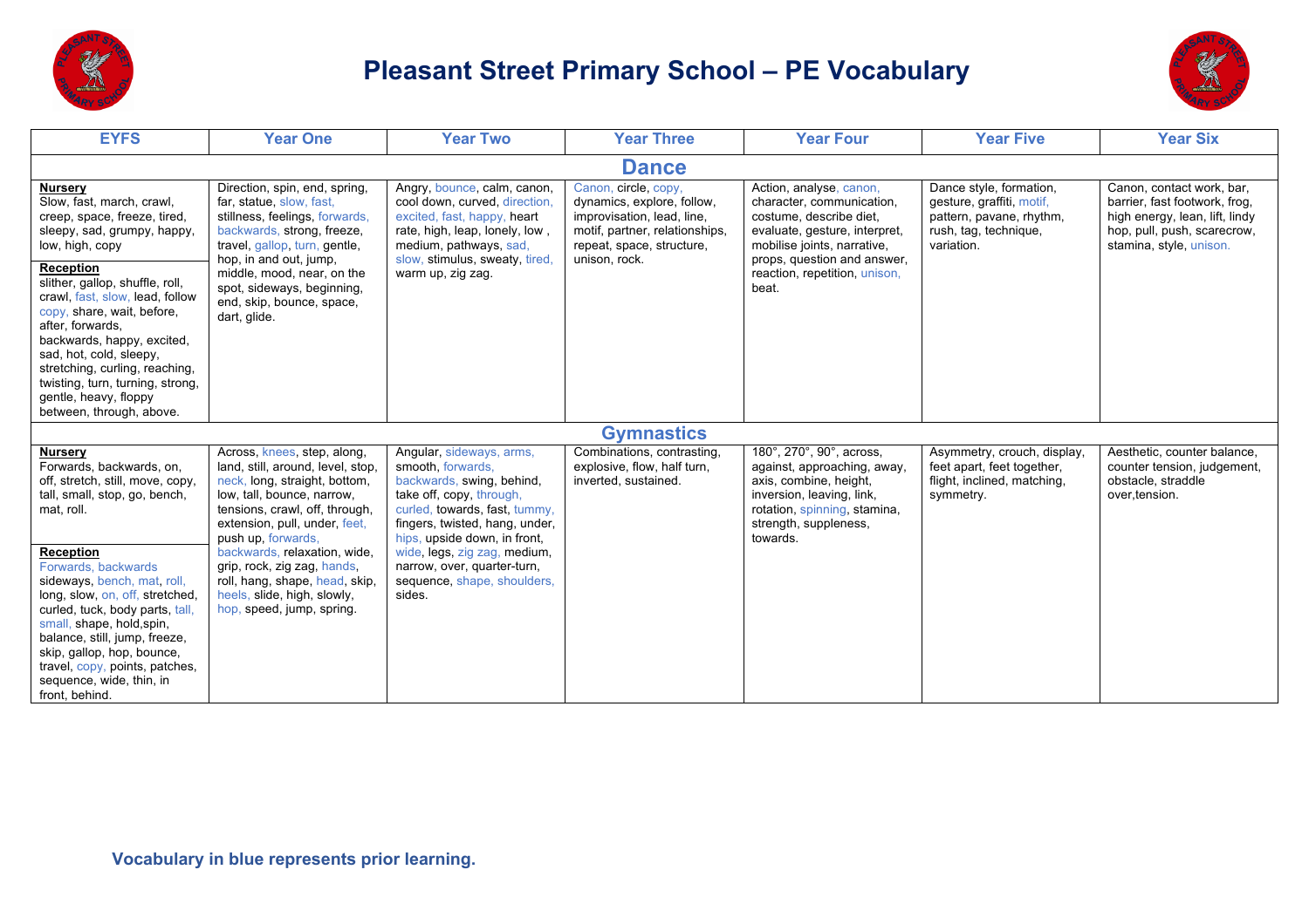# Pleasant Street Primary School – PE Vocabulary

| EYFS | Year One | Year Two | Year Three | Year Four | Year Five | Year Six |
|---|---|---|---|---|---|---|
| **Dance** | | | | | | |
| **Nursery** Slow, fast, march, crawl, creep, space, freeze, tired, sleepy, sad, grumpy, happy, low, high, copy **Reception** slither, gallop, shuffle, roll, crawl, fast, slow, lead, follow copy, share, wait, before, after, forwards, backwards, happy, excited, sad, hot, cold, sleepy, stretching, curling, reaching, twisting, turn, turning, strong, gentle, heavy, floppy between, through, above. | Direction, spin, end, spring, far, statue, slow, fast, stillness, feelings, forwards, backwards, strong, freeze, travel, gallop, turn, gentle, hop, in and out, jump, middle, mood, near, on the spot, sideways, beginning, end, skip, bounce, space, dart, glide. | Angry, bounce, calm, canon, cool down, curved, direction, excited, fast, happy, heart rate, high, leap, lonely, low , medium, pathways, sad, slow, stimulus, sweaty, tired, warm up, zig zag. | Canon, circle, copy, dynamics, explore, follow, improvisation, lead, line, motif, partner, relationships, repeat, space, structure, unison, rock. | Action, analyse, canon, character, communication, costume, describe diet, evaluate, gesture, interpret, mobilise joints, narrative, props, question and answer, reaction, repetition, unison, beat. | Dance style, formation, gesture, graffiti, motif, pattern, pavane, rhythm, rush, tag, technique, variation. | Canon, contact work, bar, barrier, fast footwork, frog, high energy, lean, lift, lindy hop, pull, push, scarecrow, stamina, style, unison. |
| **Gymnastics** | | | | | | |
| **Nursery** Forwards, backwards, on, off, stretch, still, move, copy, tall, small, stop, go, bench, mat, roll. **Reception** Forwards, backwards sideways, bench, mat, roll, long, slow, on, off, stretched, curled, tuck, body parts, tall, small, shape, hold,spin, balance, still, jump, freeze, skip, gallop, hop, bounce, travel, copy, points, patches, sequence, wide, thin, in front, behind. | Across, knees, step, along, land, still, around, level, stop, neck, long, straight, bottom, low, tall, bounce, narrow, tensions, crawl, off, through, extension, pull, under, feet, push up, forwards, backwards, relaxation, wide, grip, rock, zig zag, hands, roll, hang, shape, head, skip, heels, slide, high, slowly, hop, speed, jump, spring. | Angular, sideways, arms, smooth, forwards, backwards, swing, behind, take off, copy, through, curled, towards, fast, tummy, fingers, twisted, hang, under, hips, upside down, in front, wide, legs, zig zag, medium, narrow, over, quarter-turn, sequence, shape, shoulders, sides. | Combinations, contrasting, explosive, flow, half turn, inverted, sustained. | 180°, 270°, 90°, across, against, approaching, away, axis, combine, height, inversion, leaving, link, rotation, spinning, stamina, strength, suppleness, towards. | Asymmetry, crouch, display, feet apart, feet together, flight, inclined, matching, symmetry. | Aesthetic, counter balance, counter tension, judgement, obstacle, straddle over,tension. |

**Vocabulary in blue represents prior learning.**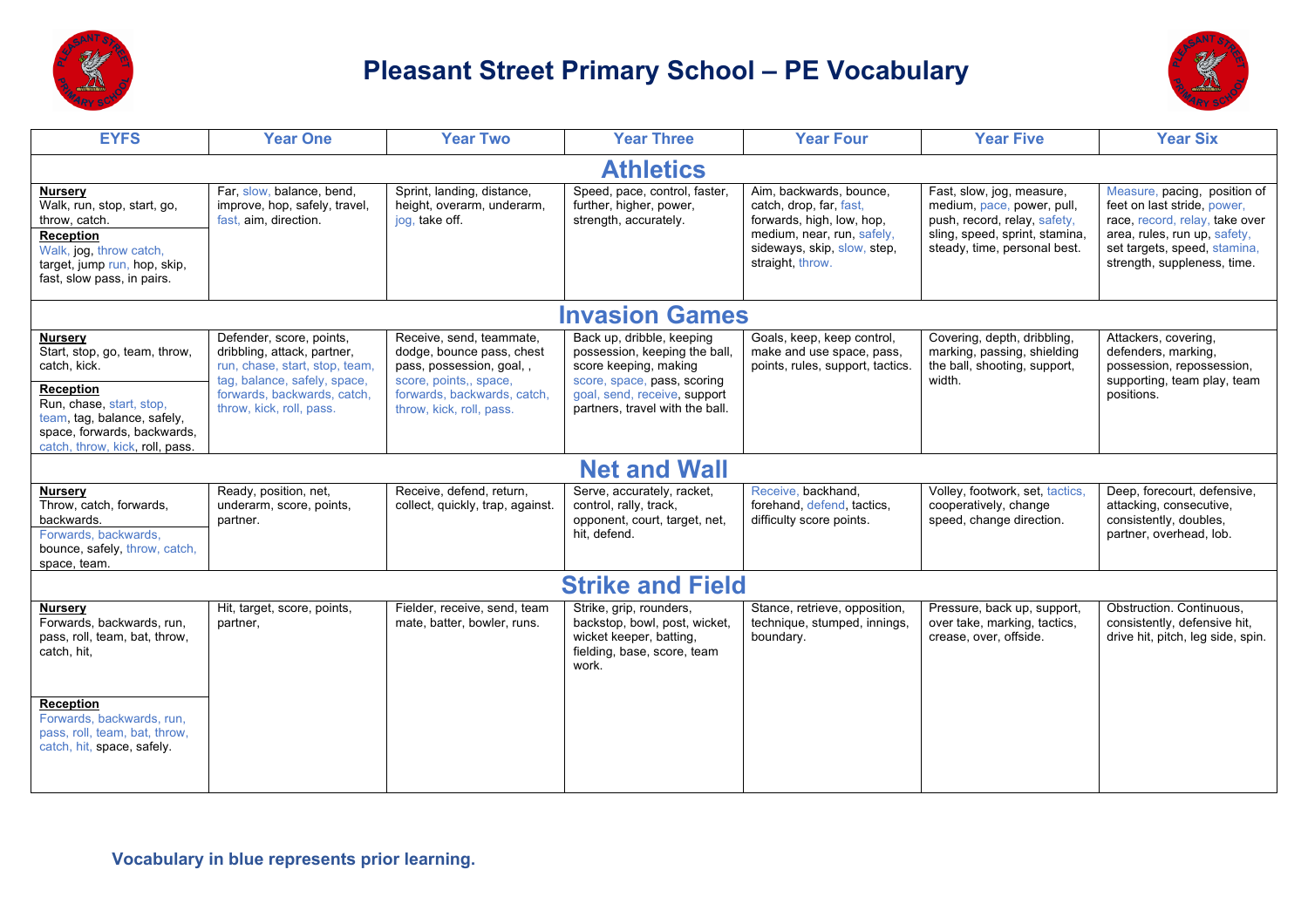# Pleasant Street Primary School – PE Vocabulary

| EYFS | Year One | Year Two | Year Three | Year Four | Year Five | Year Six |
|---|---|---|---|---|---|---|
| **Athletics** | | | | | | |
| **Nursery** Walk, run, stop, start, go, throw, catch. **Reception** Walk, jog, throw catch, target, jump run, hop, skip, fast, slow pass, in pairs. | Far, slow, balance, bend, improve, hop, safely, travel, fast, aim, direction. | Sprint, landing, distance, height, overarm, underarm, jog, take off. | Speed, pace, control, faster, further, higher, power, strength, accurately. | Aim, backwards, bounce, catch, drop, far, fast, forwards, high, low, hop, medium, near, run, safely, sideways, skip, slow, step, straight, throw. | Fast, slow, jog, measure, medium, pace, power, pull, push, record, relay, safety, sling, speed, sprint, stamina, steady, time, personal best. | Measure, pacing, position of feet on last stride, power, race, record, relay, take over area, rules, run up, safety, set targets, speed, stamina, strength, suppleness, time. |
| **Invasion Games** | | | | | | |
| **Nursery** Start, stop, go, team, throw, catch, kick. **Reception** Run, chase, start, stop, team, tag, balance, safely, space, forwards, backwards, catch, throw, kick, roll, pass. | Defender, score, points, dribbling, attack, partner, run, chase, start, stop, team, tag, balance, safely, space, forwards, backwards, catch, throw, kick, roll, pass. | Receive, send, teammate, dodge, bounce pass, chest pass, possession, goal, , score, points,, space, forwards, backwards, catch, throw, kick, roll, pass. | Back up, dribble, keeping possession, keeping the ball, score keeping, making score, space, pass, scoring goal, send, receive, support partners, travel with the ball. | Goals, keep, keep control, make and use space, pass, points, rules, support, tactics. | Covering, depth, dribbling, marking, passing, shielding the ball, shooting, support, width. | Attackers, covering, defenders, marking, possession, repossession, supporting, team play, team positions. |
| **Net and Wall** | | | | | | |
| **Nursery** Throw, catch, forwards, backwards. Forwards, backwards, bounce, safely, throw, catch, space, team. | Ready, position, net, underarm, score, points, partner. | Receive, defend, return, collect, quickly, trap, against. | Serve, accurately, racket, control, rally, track, opponent, court, target, net, hit, defend. | Receive, backhand, forehand, defend, tactics, difficulty score points. | Volley, footwork, set, tactics, cooperatively, change speed, change direction. | Deep, forecourt, defensive, attacking, consecutive, consistently, doubles, partner, overhead, lob. |
| **Strike and Field** | | | | | | |
| **Nursery** Forwards, backwards, run, pass, roll, team, bat, throw, catch, hit, **Reception** Forwards, backwards, run, pass, roll, team, bat, throw, catch, hit, space, safely. | Hit, target, score, points, partner, | Fielder, receive, send, team mate, batter, bowler, runs. | Strike, grip, rounders, backstop, bowl, post, wicket, wicket keeper, batting, fielding, base, score, team work. | Stance, retrieve, opposition, technique, stumped, innings, boundary. | Pressure, back up, support, over take, marking, tactics, crease, over, offside. | Obstruction. Continuous, consistently, defensive hit, drive hit, pitch, leg side, spin. |

**Vocabulary in blue represents prior learning.**